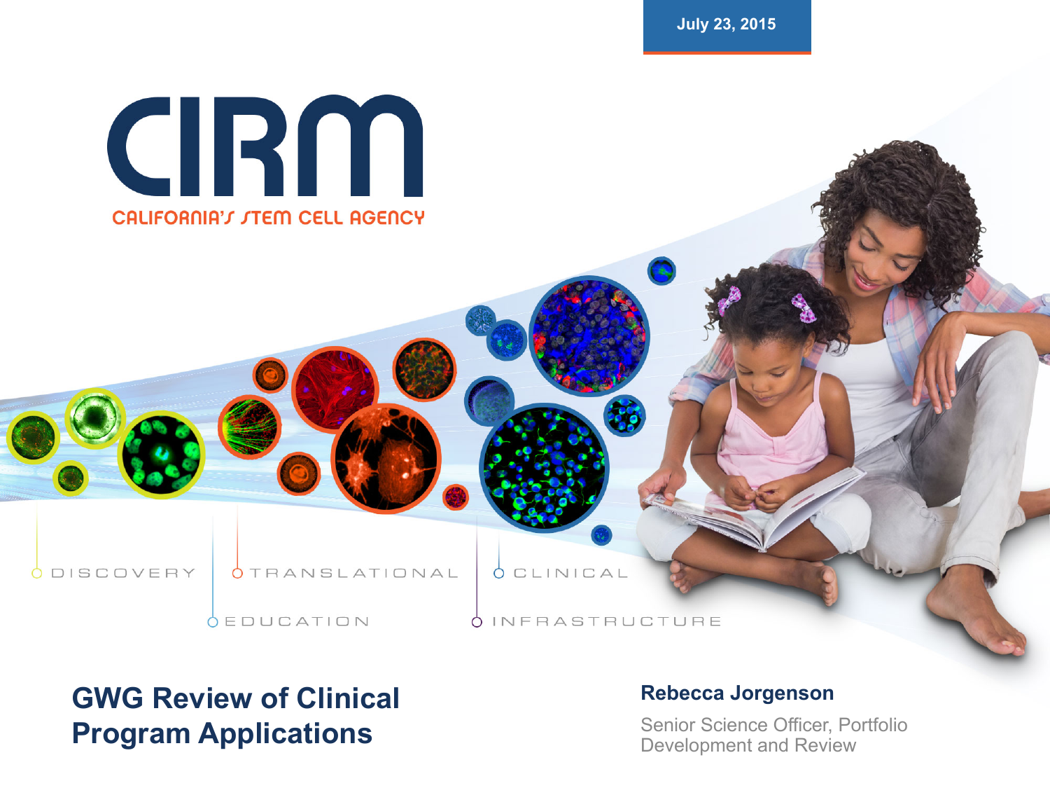July 23, 2015

# CIRM

CALIFORNIA'S STEM CELL AGENCY

DISCOVERY TRANSLATIONAL CLINICAL

EDUCATION INFRASTRUCTURE

## GWG Review of Clinical Program Applications

**Rebecca Jorgenson**

Senior Science Officer, Portfolio Development and Review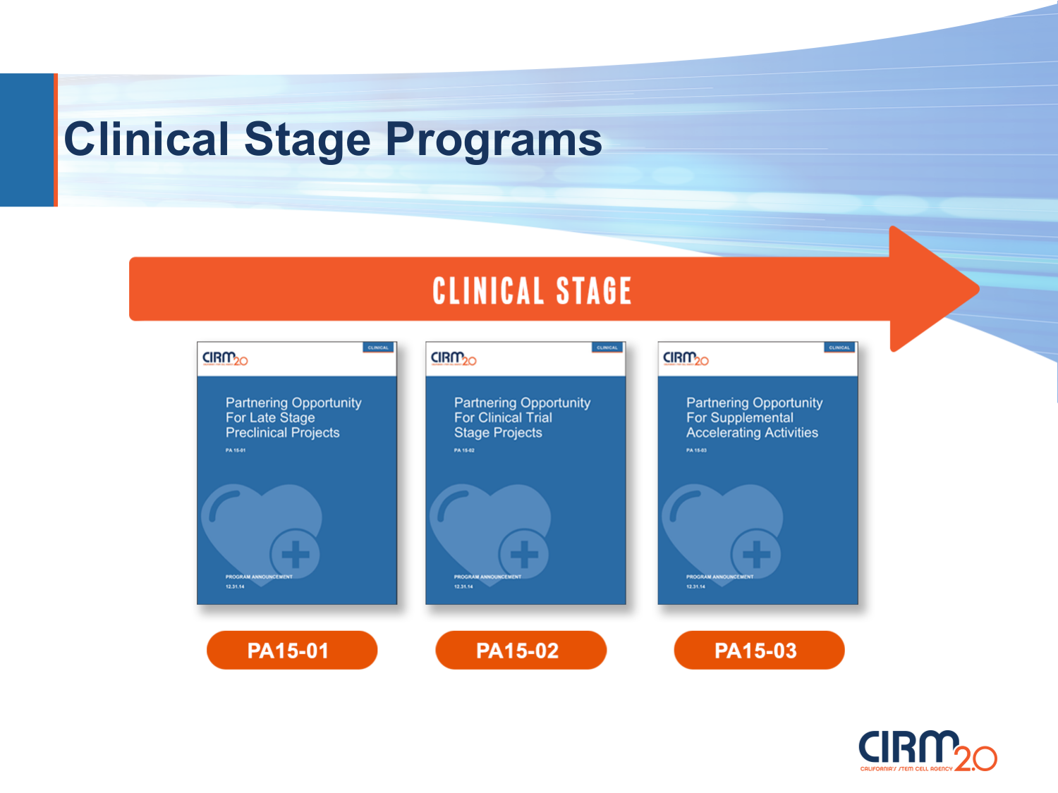# Clinical Stage Programs

**CLINICAL STAGE**

Partnering Opportunity For Late Stage Preclinical Projects

PA 15-01

PROGRAM ANNOUNCEMENT

12.31.14

**PA15-01**

Partnering Opportunity For Clinical Trial Stage Projects

PA 15-02

PROGRAM ANNOUNCEMENT

12.31.14

**PA15-02**

Partnering Opportunity For Supplemental Accelerating Activities

PA 15-03

PROGRAM ANNOUNCEMENT

12.31.14

**PA15-03**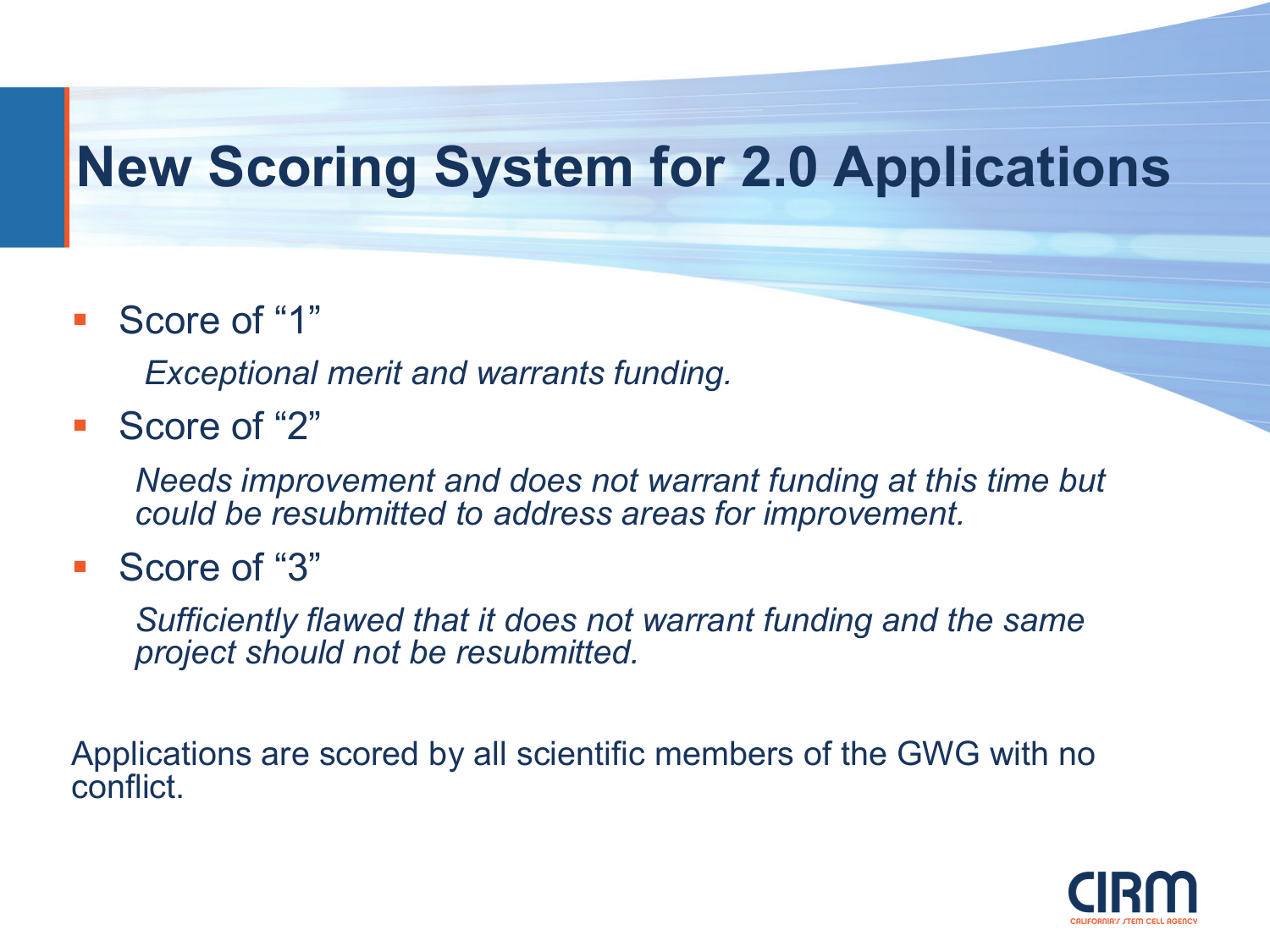# New Scoring System for 2.0 Applications

- Score of "1"

  *Exceptional merit and warrants funding.*

- Score of "2"

  *Needs improvement and does not warrant funding at this time but could be resubmitted to address areas for improvement.*

- Score of "3"

  *Sufficiently flawed that it does not warrant funding and the same project should not be resubmitted.*

Applications are scored by all scientific members of the GWG with no conflict.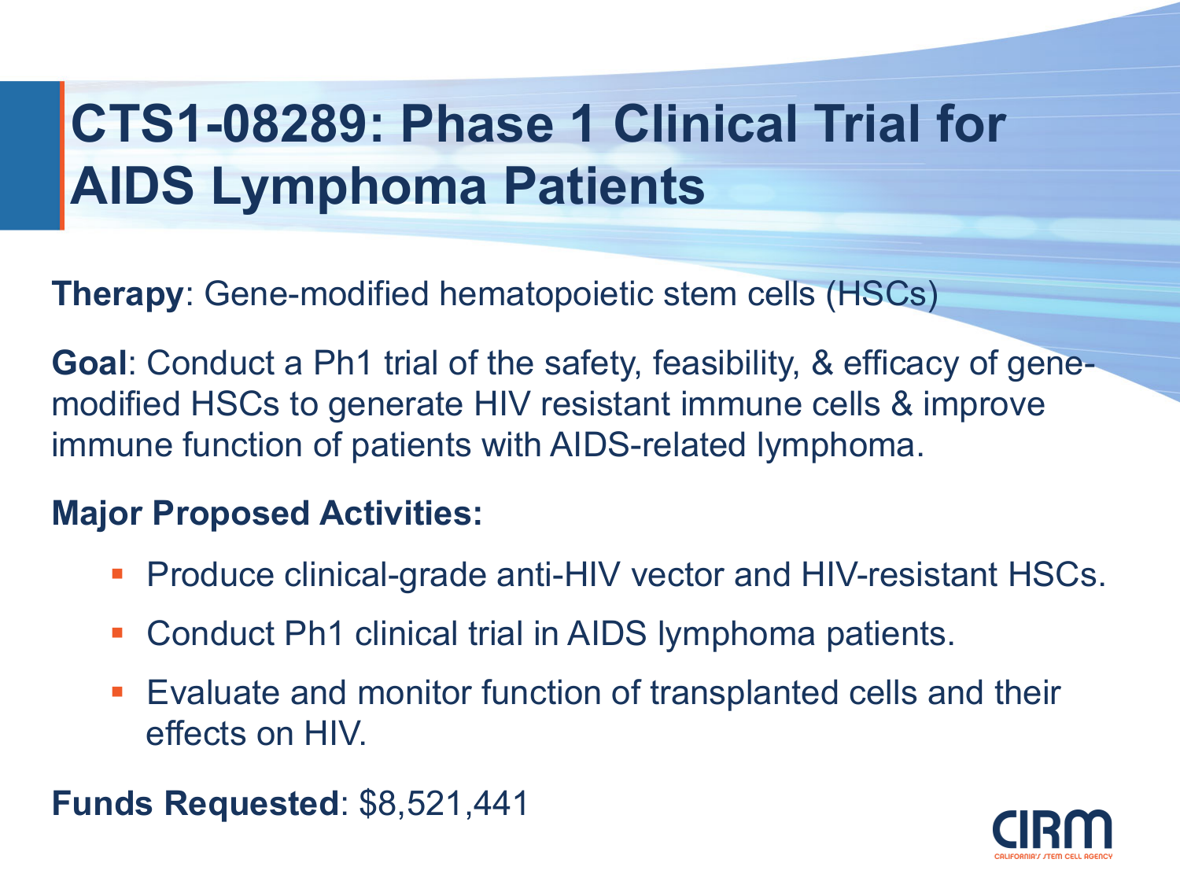# CTS1-08289: Phase 1 Clinical Trial for AIDS Lymphoma Patients

**Therapy**: Gene-modified hematopoietic stem cells (HSCs)

**Goal**: Conduct a Ph1 trial of the safety, feasibility, & efficacy of gene-modified HSCs to generate HIV resistant immune cells & improve immune function of patients with AIDS-related lymphoma.

**Major Proposed Activities:**

- Produce clinical-grade anti-HIV vector and HIV-resistant HSCs.
- Conduct Ph1 clinical trial in AIDS lymphoma patients.
- Evaluate and monitor function of transplanted cells and their effects on HIV.

**Funds Requested**: $8,521,441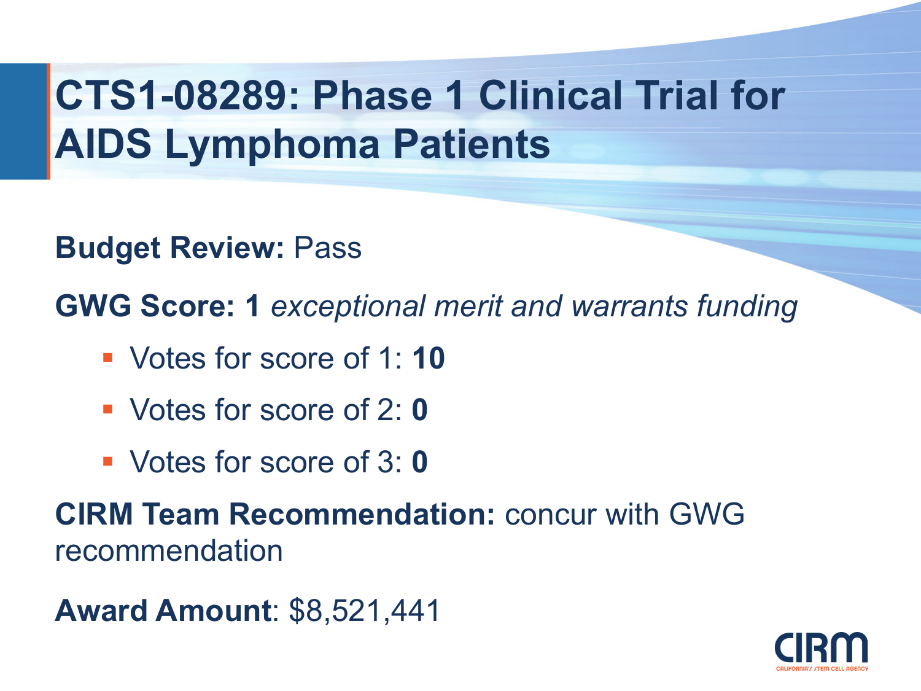# CTS1-08289: Phase 1 Clinical Trial for AIDS Lymphoma Patients

**Budget Review:** Pass

**GWG Score: 1** *exceptional merit and warrants funding*

- Votes for score of 1: **10**
- Votes for score of 2: **0**
- Votes for score of 3: **0**

**CIRM Team Recommendation:** concur with GWG recommendation

**Award Amount**: $8,521,441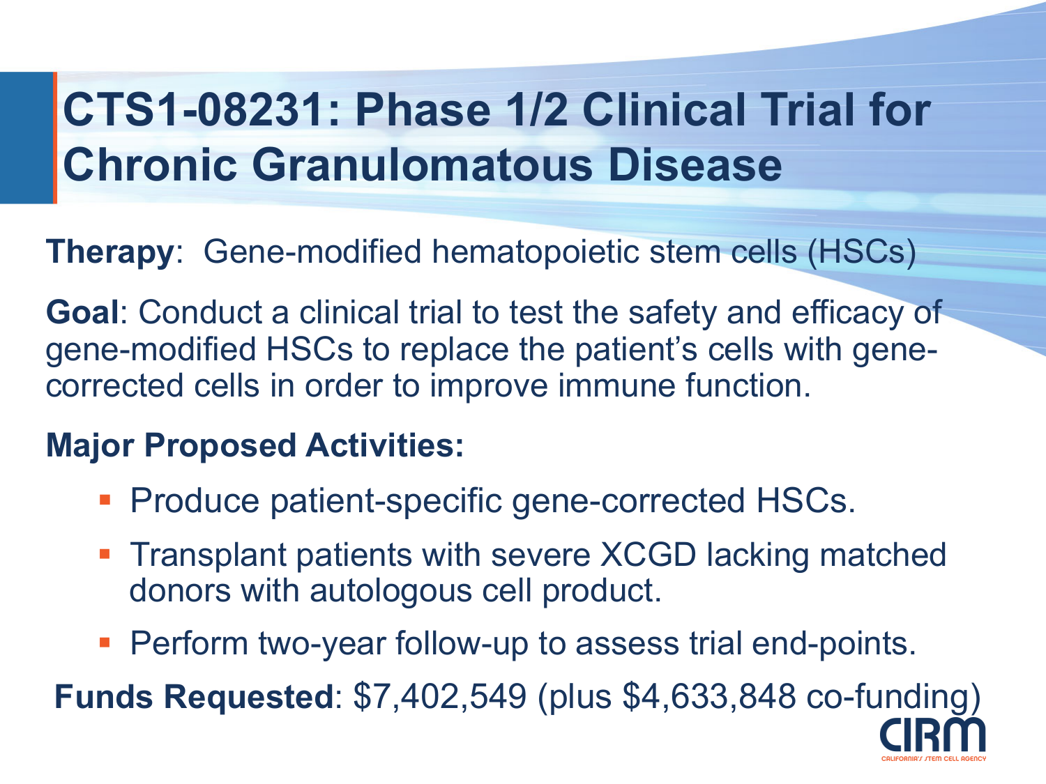# CTS1-08231: Phase 1/2 Clinical Trial for Chronic Granulomatous Disease

**Therapy**: Gene-modified hematopoietic stem cells (HSCs)

**Goal**: Conduct a clinical trial to test the safety and efficacy of gene-modified HSCs to replace the patient's cells with gene-corrected cells in order to improve immune function.

**Major Proposed Activities:**

- Produce patient-specific gene-corrected HSCs.
- Transplant patients with severe XCGD lacking matched donors with autologous cell product.
- Perform two-year follow-up to assess trial end-points.

**Funds Requested**: $7,402,549 (plus $4,633,848 co-funding)

CIRM
CALIFORNIA'S STEM CELL AGENCY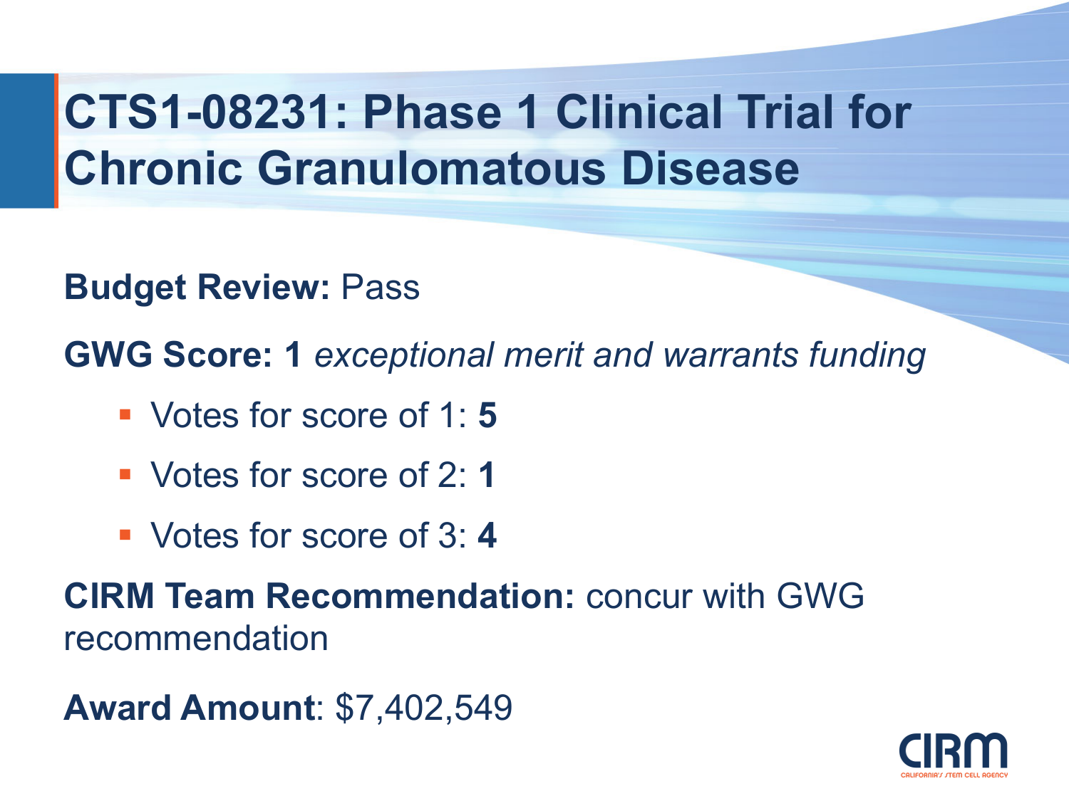# CTS1-08231: Phase 1 Clinical Trial for Chronic Granulomatous Disease

**Budget Review:** Pass

**GWG Score: 1** *exceptional merit and warrants funding*

- Votes for score of 1: **5**
- Votes for score of 2: **1**
- Votes for score of 3: **4**

**CIRM Team Recommendation:** concur with GWG recommendation

**Award Amount**: $7,402,549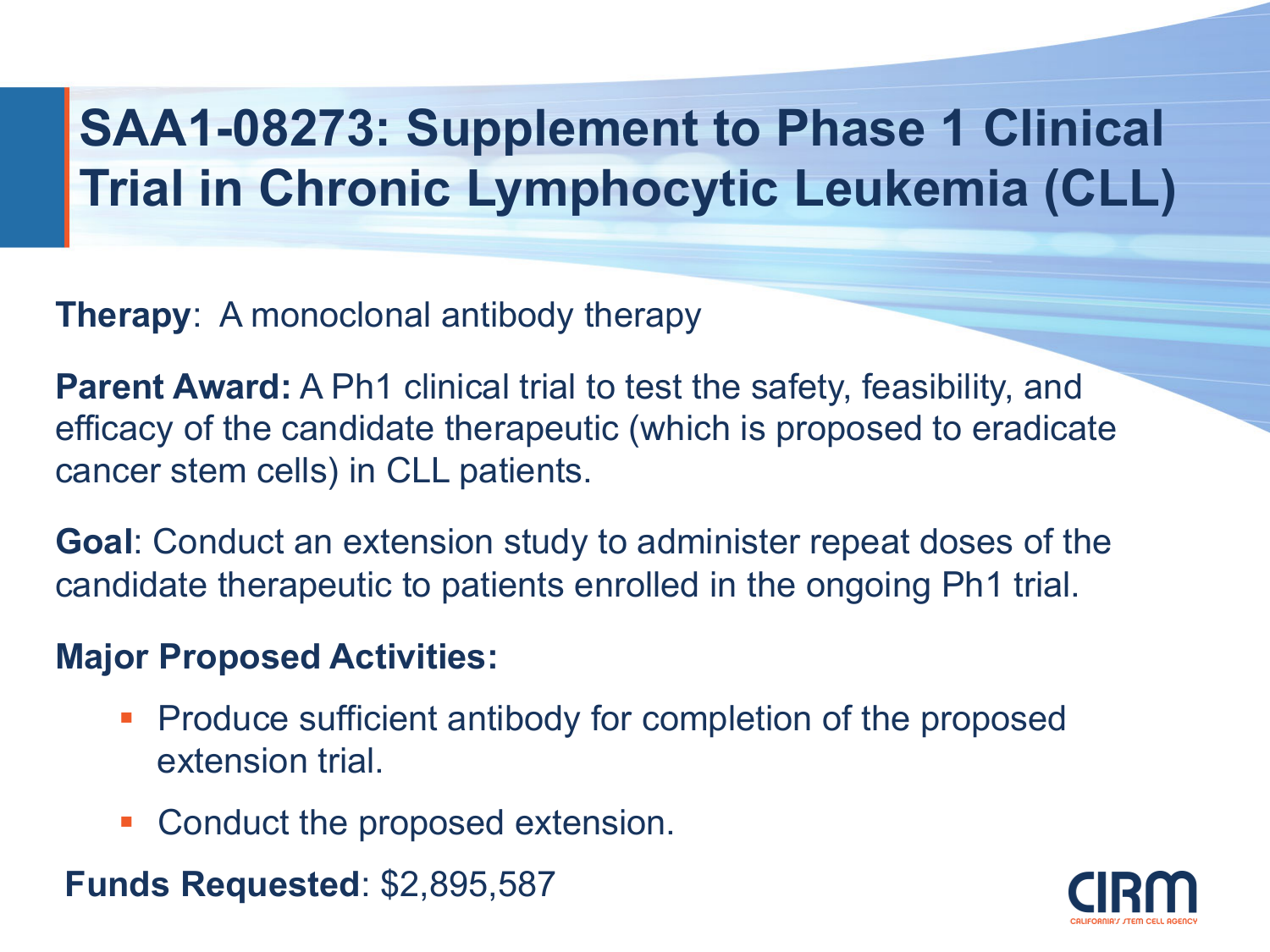# SAA1-08273: Supplement to Phase 1 Clinical Trial in Chronic Lymphocytic Leukemia (CLL)

**Therapy**: A monoclonal antibody therapy

**Parent Award:** A Ph1 clinical trial to test the safety, feasibility, and efficacy of the candidate therapeutic (which is proposed to eradicate cancer stem cells) in CLL patients.

**Goal**: Conduct an extension study to administer repeat doses of the candidate therapeutic to patients enrolled in the ongoing Ph1 trial.

**Major Proposed Activities:**

- Produce sufficient antibody for completion of the proposed extension trial.
- Conduct the proposed extension.

**Funds Requested**: $2,895,587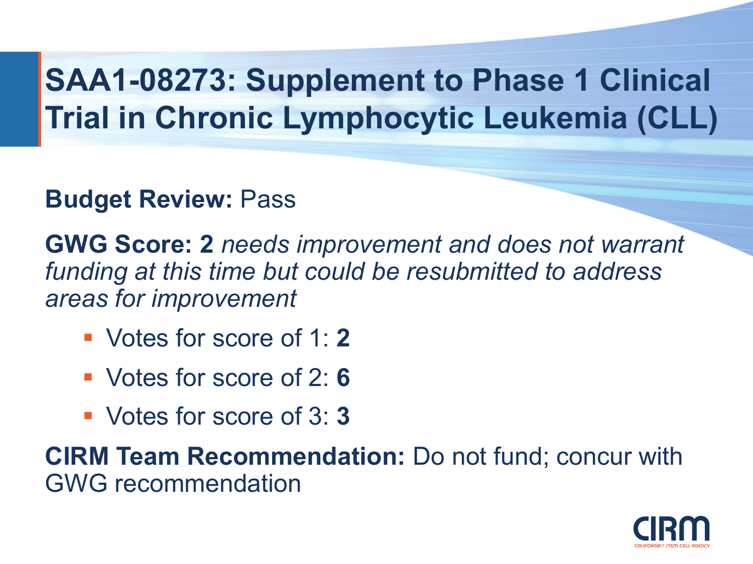# SAA1-08273: Supplement to Phase 1 Clinical Trial in Chronic Lymphocytic Leukemia (CLL)

**Budget Review:** Pass

**GWG Score: 2** *needs improvement and does not warrant funding at this time but could be resubmitted to address areas for improvement*

- Votes for score of 1: **2**
- Votes for score of 2: **6**
- Votes for score of 3: **3**

**CIRM Team Recommendation:** Do not fund; concur with GWG recommendation